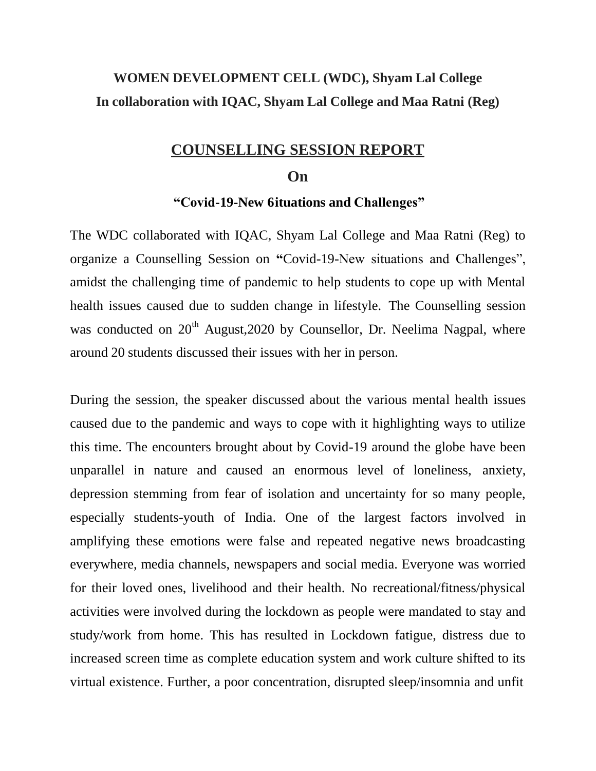**WOMEN DEVELOPMENT CELL (WDC), Shyam Lal College**
**In collaboration with IQAC, Shyam Lal College and Maa Ratni (Reg)**

## COUNSELLING SESSION REPORT

## On

### "Covid-19-New 6ituations and Challenges"

The WDC collaborated with IQAC, Shyam Lal College and Maa Ratni (Reg) to organize a Counselling Session on **"**Covid-19-New situations and Challenges", amidst the challenging time of pandemic to help students to cope up with Mental health issues caused due to sudden change in lifestyle. The Counselling session was conducted on 20th August,2020 by Counsellor, Dr. Neelima Nagpal, where around 20 students discussed their issues with her in person.

During the session, the speaker discussed about the various mental health issues caused due to the pandemic and ways to cope with it highlighting ways to utilize this time. The encounters brought about by Covid-19 around the globe have been unparallel in nature and caused an enormous level of loneliness, anxiety, depression stemming from fear of isolation and uncertainty for so many people, especially students-youth of India. One of the largest factors involved in amplifying these emotions were false and repeated negative news broadcasting everywhere, media channels, newspapers and social media. Everyone was worried for their loved ones, livelihood and their health. No recreational/fitness/physical activities were involved during the lockdown as people were mandated to stay and study/work from home. This has resulted in Lockdown fatigue, distress due to increased screen time as complete education system and work culture shifted to its virtual existence. Further, a poor concentration, disrupted sleep/insomnia and unfit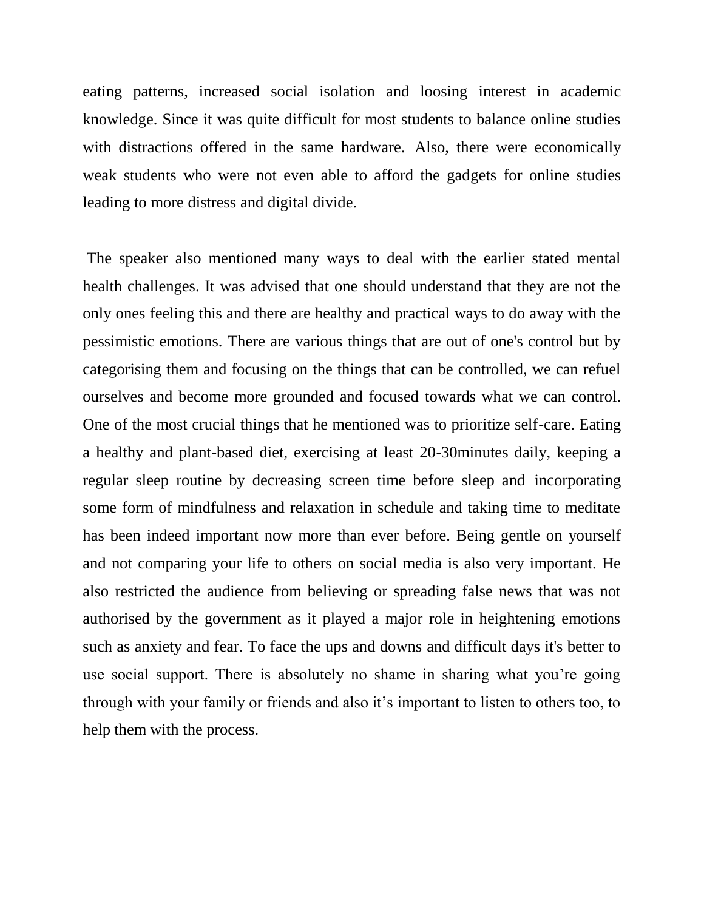eating patterns, increased social isolation and loosing interest in academic knowledge. Since it was quite difficult for most students to balance online studies with distractions offered in the same hardware. Also, there were economically weak students who were not even able to afford the gadgets for online studies leading to more distress and digital divide.

The speaker also mentioned many ways to deal with the earlier stated mental health challenges. It was advised that one should understand that they are not the only ones feeling this and there are healthy and practical ways to do away with the pessimistic emotions. There are various things that are out of one's control but by categorising them and focusing on the things that can be controlled, we can refuel ourselves and become more grounded and focused towards what we can control. One of the most crucial things that he mentioned was to prioritize self-care. Eating a healthy and plant-based diet, exercising at least 20-30minutes daily, keeping a regular sleep routine by decreasing screen time before sleep and incorporating some form of mindfulness and relaxation in schedule and taking time to meditate has been indeed important now more than ever before. Being gentle on yourself and not comparing your life to others on social media is also very important. He also restricted the audience from believing or spreading false news that was not authorised by the government as it played a major role in heightening emotions such as anxiety and fear. To face the ups and downs and difficult days it's better to use social support. There is absolutely no shame in sharing what you’re going through with your family or friends and also it’s important to listen to others too, to help them with the process.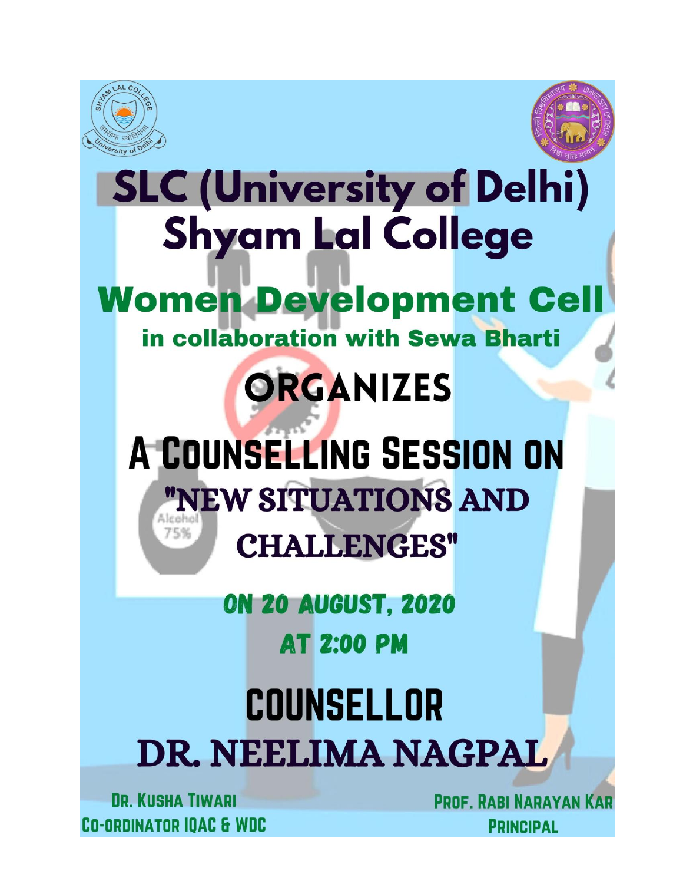# SLC (University of Delhi)
# Shyam Lal College

## Women Development Cell

**in collaboration with Sewa Bharti**

## ORGANIZES

## A COUNSELLING SESSION ON
## "NEW SITUATIONS AND CHALLENGES"

**ON 20 AUGUST, 2020**

**AT 2:00 PM**

## COUNSELLOR
## DR. NEELIMA NAGPAL

**DR. KUSHA TIWARI**
**CO-ORDINATOR IQAC & WDC**

**PROF. RABI NARAYAN KAR**
**PRINCIPAL**